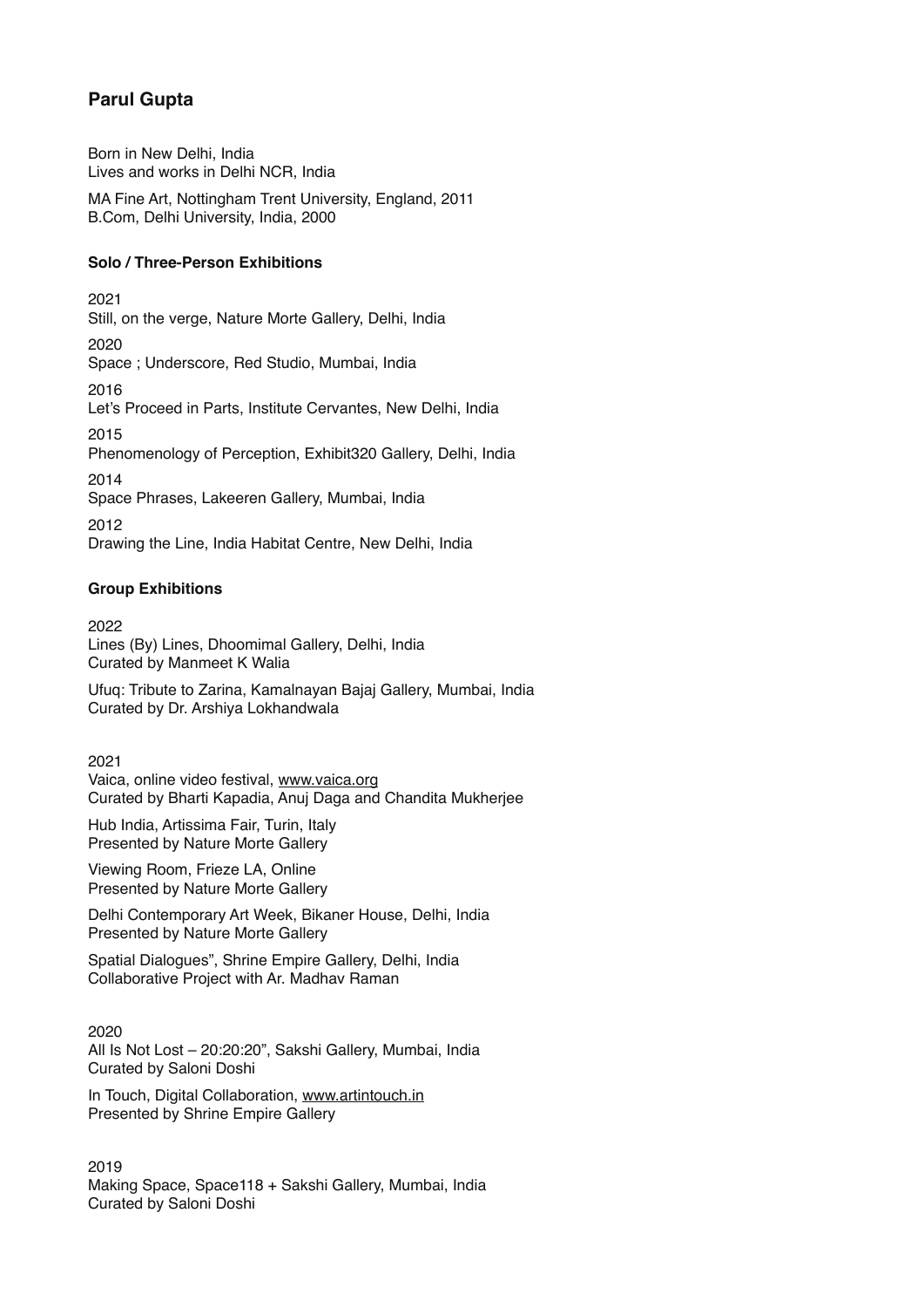# Parul Gupta

Born in New Delhi, India
Lives and works in Delhi NCR, India

MA Fine Art, Nottingham Trent University, England, 2011
B.Com, Delhi University, India, 2000

### Solo / Three-Person Exhibitions

2021
Still, on the verge, Nature Morte Gallery, Delhi, India

2020
Space ; Underscore, Red Studio, Mumbai, India

2016
Let's Proceed in Parts, Institute Cervantes, New Delhi, India

2015
Phenomenology of Perception, Exhibit320 Gallery, Delhi, India

2014
Space Phrases, Lakeeren Gallery, Mumbai, India

2012
Drawing the Line, India Habitat Centre, New Delhi, India

### Group Exhibitions

2022
Lines (By) Lines, Dhoomimal Gallery, Delhi, India
Curated by Manmeet K Walia

Ufuq: Tribute to Zarina, Kamalnayan Bajaj Gallery, Mumbai, India
Curated by Dr. Arshiya Lokhandwala

2021
Vaica, online video festival, www.vaica.org
Curated by Bharti Kapadia, Anuj Daga and Chandita Mukherjee

Hub India, Artissima Fair, Turin, Italy
Presented by Nature Morte Gallery

Viewing Room, Frieze LA, Online
Presented by Nature Morte Gallery

Delhi Contemporary Art Week, Bikaner House, Delhi, India
Presented by Nature Morte Gallery

Spatial Dialogues", Shrine Empire Gallery, Delhi, India
Collaborative Project with Ar. Madhav Raman

2020
All Is Not Lost – 20:20:20", Sakshi Gallery, Mumbai, India
Curated by Saloni Doshi

In Touch, Digital Collaboration, www.artintouch.in
Presented by Shrine Empire Gallery

2019
Making Space, Space118 + Sakshi Gallery, Mumbai, India
Curated by Saloni Doshi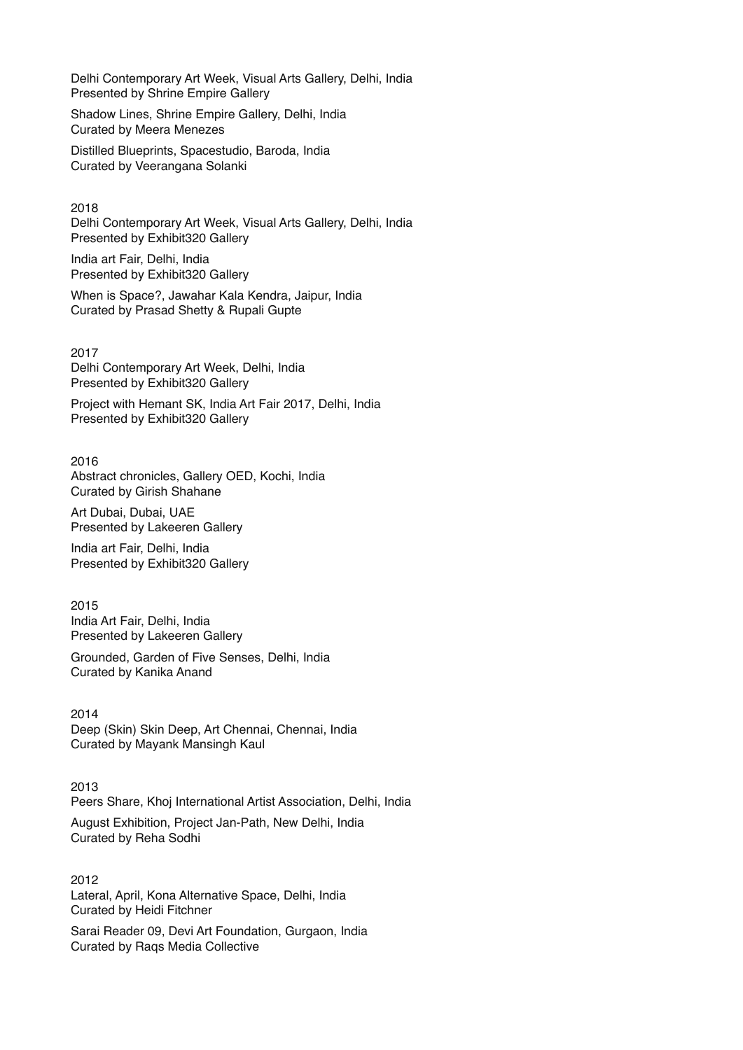Delhi Contemporary Art Week, Visual Arts Gallery, Delhi, India
Presented by Shrine Empire Gallery

Shadow Lines, Shrine Empire Gallery, Delhi, India
Curated by Meera Menezes

Distilled Blueprints, Spacestudio, Baroda, India
Curated by Veerangana Solanki

2018

Delhi Contemporary Art Week, Visual Arts Gallery, Delhi, India
Presented by Exhibit320 Gallery

India art Fair, Delhi, India
Presented by Exhibit320 Gallery

When is Space?, Jawahar Kala Kendra, Jaipur, India
Curated by Prasad Shetty & Rupali Gupte

2017

Delhi Contemporary Art Week, Delhi, India
Presented by Exhibit320 Gallery

Project with Hemant SK, India Art Fair 2017, Delhi, India
Presented by Exhibit320 Gallery

2016

Abstract chronicles, Gallery OED, Kochi, India
Curated by Girish Shahane

Art Dubai, Dubai, UAE
Presented by Lakeeren Gallery

India art Fair, Delhi, India
Presented by Exhibit320 Gallery

2015

India Art Fair, Delhi, India
Presented by Lakeeren Gallery

Grounded, Garden of Five Senses, Delhi, India
Curated by Kanika Anand

2014

Deep (Skin) Skin Deep, Art Chennai, Chennai, India
Curated by Mayank Mansingh Kaul

2013

Peers Share, Khoj International Artist Association, Delhi, India

August Exhibition, Project Jan-Path, New Delhi, India
Curated by Reha Sodhi

2012

Lateral, April, Kona Alternative Space, Delhi, India
Curated by Heidi Fitchner

Sarai Reader 09, Devi Art Foundation, Gurgaon, India
Curated by Raqs Media Collective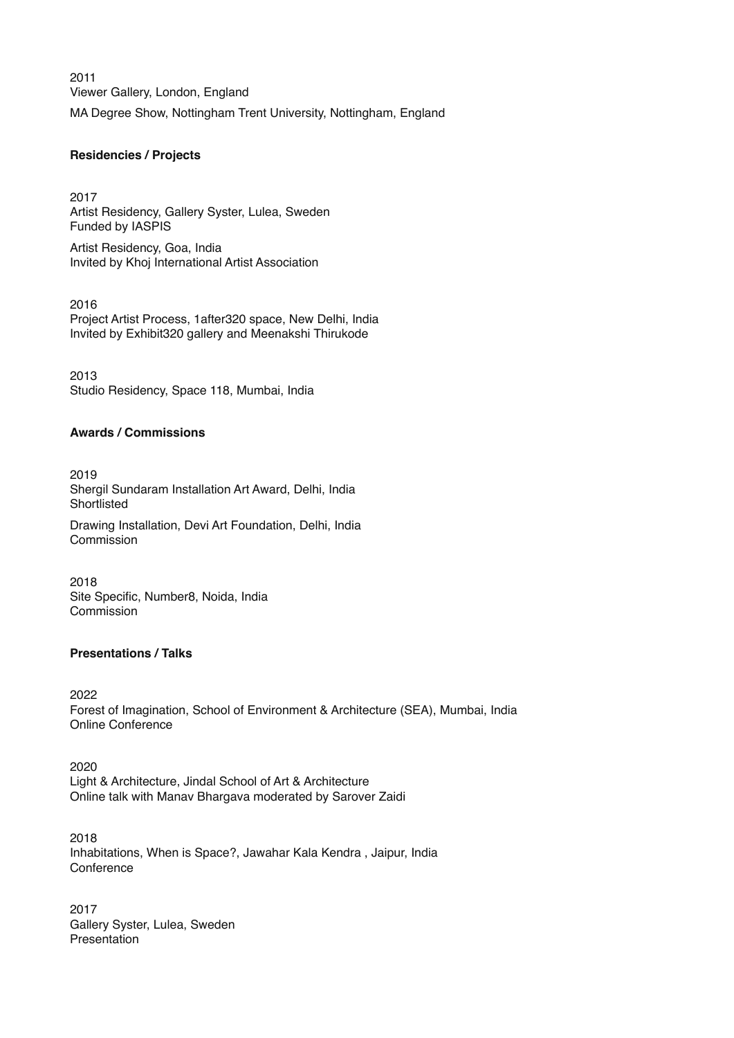2011
Viewer Gallery, London, England

MA Degree Show, Nottingham Trent University, Nottingham, England

**Residencies / Projects**

2017
Artist Residency, Gallery Syster, Lulea, Sweden
Funded by IASPIS

Artist Residency, Goa, India
Invited by Khoj International Artist Association

2016
Project Artist Process, 1after320 space, New Delhi, India
Invited by Exhibit320 gallery and Meenakshi Thirukode

2013
Studio Residency, Space 118, Mumbai, India

**Awards / Commissions**

2019
Shergil Sundaram Installation Art Award, Delhi, India
Shortlisted

Drawing Installation, Devi Art Foundation, Delhi, India
Commission

2018
Site Specific, Number8, Noida, India
Commission

**Presentations / Talks**

2022
Forest of Imagination, School of Environment & Architecture (SEA), Mumbai, India
Online Conference

2020
Light & Architecture, Jindal School of Art & Architecture
Online talk with Manav Bhargava moderated by Sarover Zaidi

2018
Inhabitations, When is Space?, Jawahar Kala Kendra , Jaipur, India
Conference

2017
Gallery Syster, Lulea, Sweden
Presentation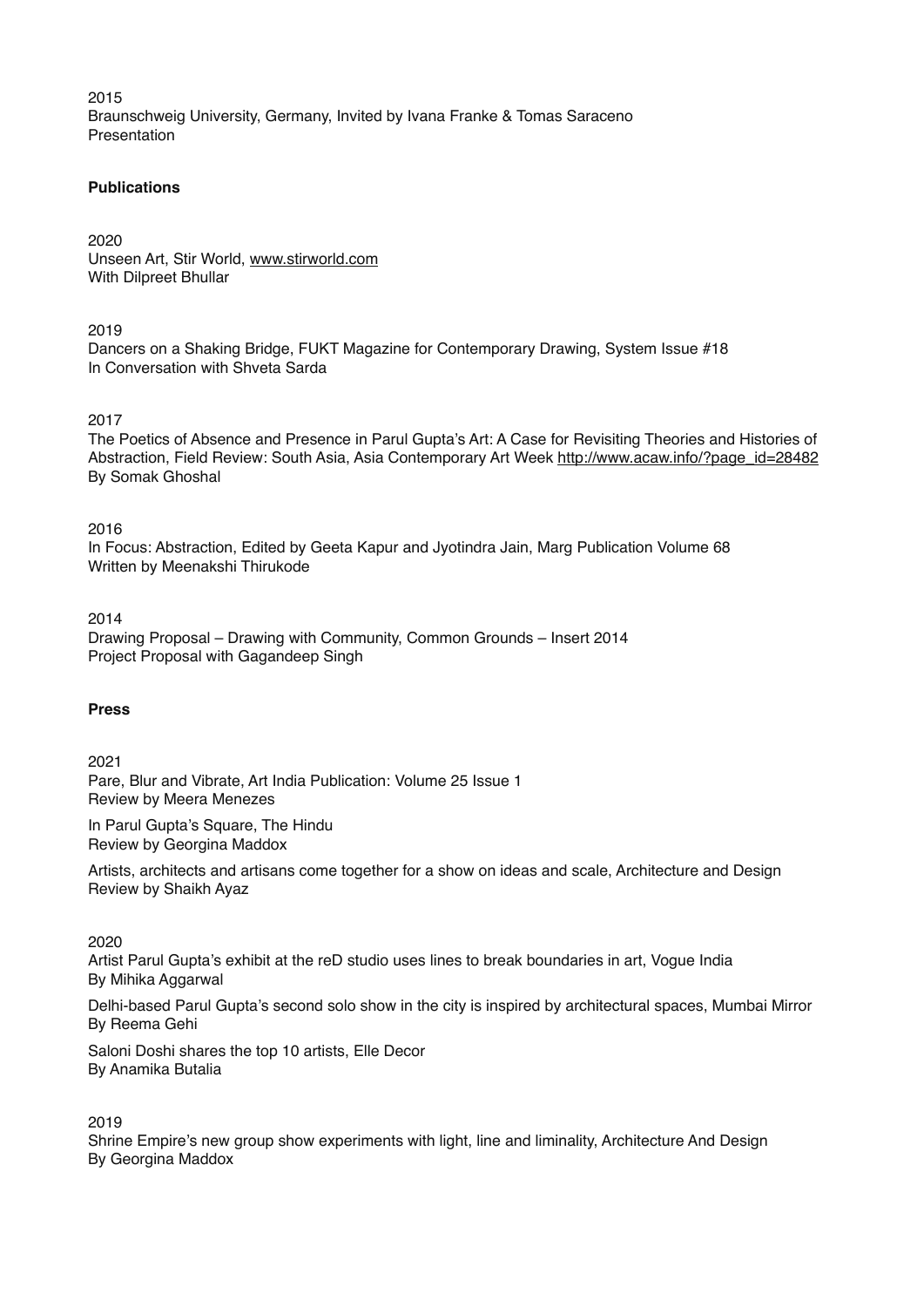2015
Braunschweig University, Germany, Invited by Ivana Franke & Tomas Saraceno
Presentation

**Publications**

2020
Unseen Art, Stir World, www.stirworld.com
With Dilpreet Bhullar

2019
Dancers on a Shaking Bridge, FUKT Magazine for Contemporary Drawing, System Issue #18
In Conversation with Shveta Sarda

2017
The Poetics of Absence and Presence in Parul Gupta's Art: A Case for Revisiting Theories and Histories of Abstraction, Field Review: South Asia, Asia Contemporary Art Week http://www.acaw.info/?page_id=28482
By Somak Ghoshal

2016
In Focus: Abstraction, Edited by Geeta Kapur and Jyotindra Jain, Marg Publication Volume 68
Written by Meenakshi Thirukode

2014
Drawing Proposal – Drawing with Community, Common Grounds – Insert 2014
Project Proposal with Gagandeep Singh

**Press**

2021
Pare, Blur and Vibrate, Art India Publication: Volume 25 Issue 1
Review by Meera Menezes

In Parul Gupta's Square, The Hindu
Review by Georgina Maddox

Artists, architects and artisans come together for a show on ideas and scale, Architecture and Design
Review by Shaikh Ayaz

2020
Artist Parul Gupta's exhibit at the reD studio uses lines to break boundaries in art, Vogue India
By Mihika Aggarwal

Delhi-based Parul Gupta's second solo show in the city is inspired by architectural spaces, Mumbai Mirror
By Reema Gehi

Saloni Doshi shares the top 10 artists, Elle Decor
By Anamika Butalia

2019
Shrine Empire's new group show experiments with light, line and liminality, Architecture And Design
By Georgina Maddox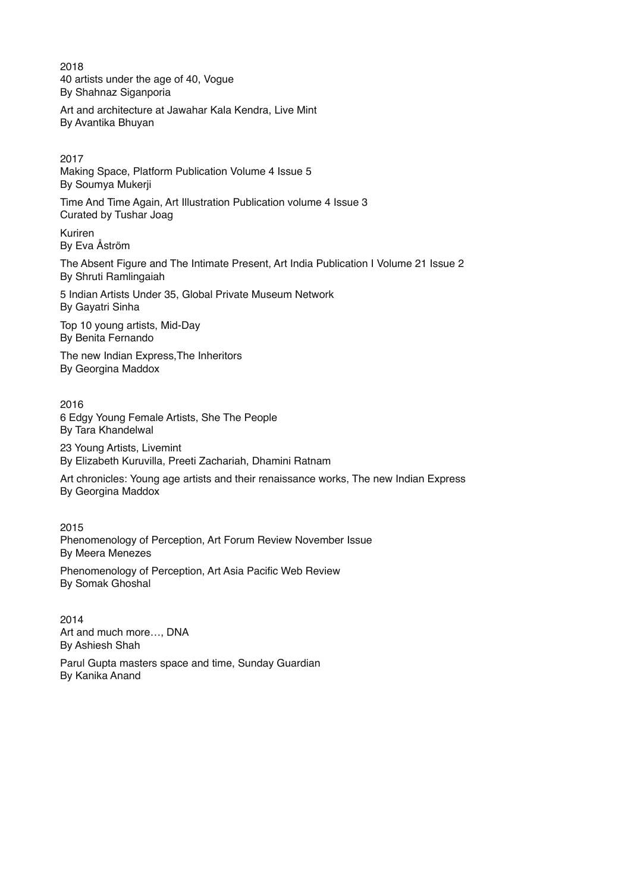2018

40 artists under the age of 40, Vogue
By Shahnaz Siganporia

Art and architecture at Jawahar Kala Kendra, Live Mint
By Avantika Bhuyan

2017

Making Space, Platform Publication Volume 4 Issue 5
By Soumya Mukerji

Time And Time Again, Art Illustration Publication volume 4 Issue 3
Curated by Tushar Joag

Kuriren
By Eva Åström

The Absent Figure and The Intimate Present, Art India Publication I Volume 21 Issue 2
By Shruti Ramlingaiah

5 Indian Artists Under 35, Global Private Museum Network
By Gayatri Sinha

Top 10 young artists, Mid-Day
By Benita Fernando

The new Indian Express,The Inheritors
By Georgina Maddox

2016

6 Edgy Young Female Artists, She The People
By Tara Khandelwal

23 Young Artists, Livemint
By Elizabeth Kuruvilla, Preeti Zachariah, Dhamini Ratnam

Art chronicles: Young age artists and their renaissance works, The new Indian Express
By Georgina Maddox

2015

Phenomenology of Perception, Art Forum Review November Issue
By Meera Menezes

Phenomenology of Perception, Art Asia Pacific Web Review
By Somak Ghoshal

2014

Art and much more…, DNA
By Ashiesh Shah

Parul Gupta masters space and time, Sunday Guardian
By Kanika Anand